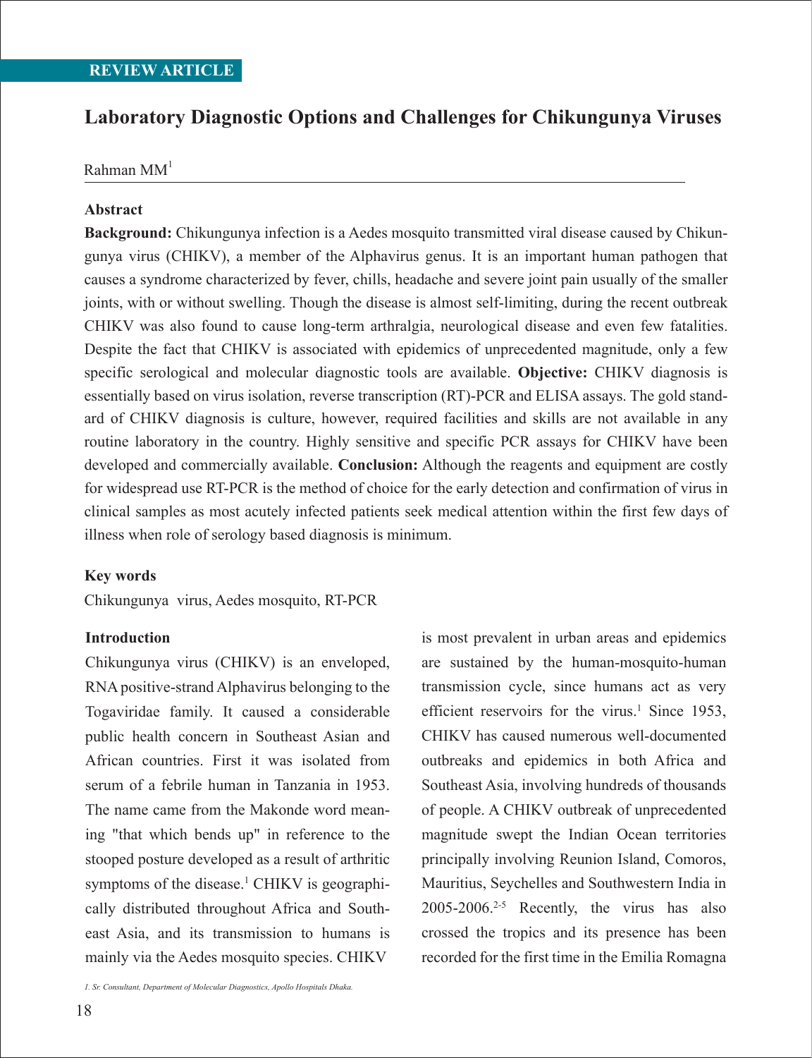REVIEW ARTICLE

# Laboratory Diagnostic Options and Challenges for Chikungunya Viruses

Rahman MM[1]

**Abstract**

**Background:** Chikungunya infection is a Aedes mosquito transmitted viral disease caused by Chikungunya virus (CHIKV), a member of the Alphavirus genus. It is an important human pathogen that causes a syndrome characterized by fever, chills, headache and severe joint pain usually of the smaller joints, with or without swelling. Though the disease is almost self-limiting, during the recent outbreak CHIKV was also found to cause long-term arthralgia, neurological disease and even few fatalities. Despite the fact that CHIKV is associated with epidemics of unprecedented magnitude, only a few specific serological and molecular diagnostic tools are available. **Objective:** CHIKV diagnosis is essentially based on virus isolation, reverse transcription (RT)-PCR and ELISA assays. The gold standard of CHIKV diagnosis is culture, however, required facilities and skills are not available in any routine laboratory in the country. Highly sensitive and specific PCR assays for CHIKV have been developed and commercially available. **Conclusion:** Although the reagents and equipment are costly for widespread use RT-PCR is the method of choice for the early detection and confirmation of virus in clinical samples as most acutely infected patients seek medical attention within the first few days of illness when role of serology based diagnosis is minimum.

**Key words**

Chikungunya virus, Aedes mosquito, RT-PCR

**Introduction**

Chikungunya virus (CHIKV) is an enveloped, RNA positive-strand Alphavirus belonging to the Togaviridae family. It caused a considerable public health concern in Southeast Asian and African countries. First it was isolated from serum of a febrile human in Tanzania in 1953. The name came from the Makonde word meaning "that which bends up" in reference to the stooped posture developed as a result of arthritic symptoms of the disease.[1] CHIKV is geographically distributed throughout Africa and Southeast Asia, and its transmission to humans is mainly via the Aedes mosquito species. CHIKV is most prevalent in urban areas and epidemics are sustained by the human-mosquito-human transmission cycle, since humans act as very efficient reservoirs for the virus.[1] Since 1953, CHIKV has caused numerous well-documented outbreaks and epidemics in both Africa and Southeast Asia, involving hundreds of thousands of people. A CHIKV outbreak of unprecedented magnitude swept the Indian Ocean territories principally involving Reunion Island, Comoros, Mauritius, Seychelles and Southwestern India in 2005-2006.[2-5] Recently, the virus has also crossed the tropics and its presence has been recorded for the first time in the Emilia Romagna

*1. Sr. Consultant, Department of Molecular Diagnostics, Apollo Hospitals Dhaka.*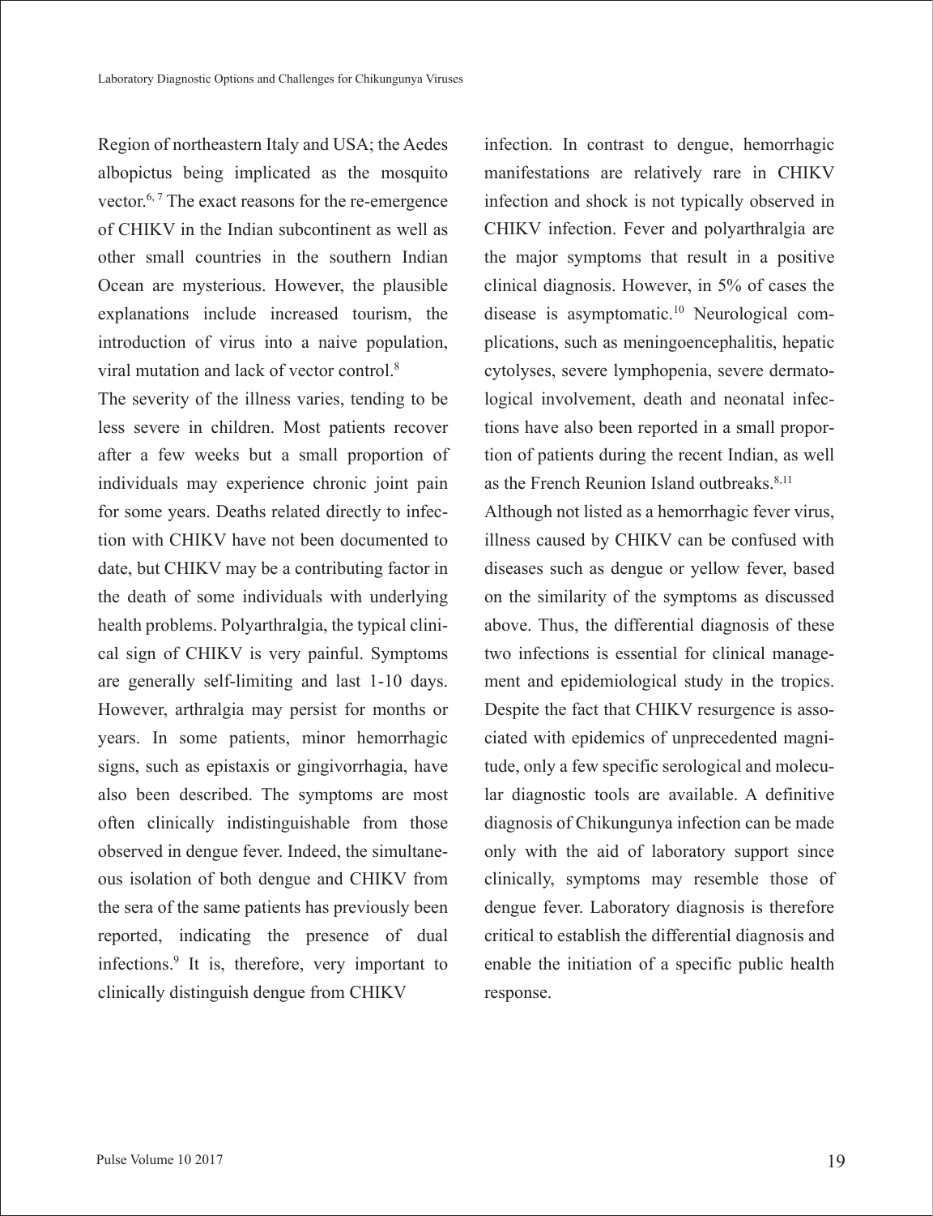Region of northeastern Italy and USA; the Aedes albopictus being implicated as the mosquito vector.[6, 7] The exact reasons for the re-emergence of CHIKV in the Indian subcontinent as well as other small countries in the southern Indian Ocean are mysterious. However, the plausible explanations include increased tourism, the introduction of virus into a naive population, viral mutation and lack of vector control.[8]

The severity of the illness varies, tending to be less severe in children. Most patients recover after a few weeks but a small proportion of individuals may experience chronic joint pain for some years. Deaths related directly to infection with CHIKV have not been documented to date, but CHIKV may be a contributing factor in the death of some individuals with underlying health problems. Polyarthralgia, the typical clinical sign of CHIKV is very painful. Symptoms are generally self-limiting and last 1-10 days. However, arthralgia may persist for months or years. In some patients, minor hemorrhagic signs, such as epistaxis or gingivorrhagia, have also been described. The symptoms are most often clinically indistinguishable from those observed in dengue fever. Indeed, the simultaneous isolation of both dengue and CHIKV from the sera of the same patients has previously been reported, indicating the presence of dual infections.[9] It is, therefore, very important to clinically distinguish dengue from CHIKV infection. In contrast to dengue, hemorrhagic manifestations are relatively rare in CHIKV infection and shock is not typically observed in CHIKV infection. Fever and polyarthralgia are the major symptoms that result in a positive clinical diagnosis. However, in 5% of cases the disease is asymptomatic.[10] Neurological complications, such as meningoencephalitis, hepatic cytolyses, severe lymphopenia, severe dermatological involvement, death and neonatal infections have also been reported in a small proportion of patients during the recent Indian, as well as the French Reunion Island outbreaks.[8,11]

Although not listed as a hemorrhagic fever virus, illness caused by CHIKV can be confused with diseases such as dengue or yellow fever, based on the similarity of the symptoms as discussed above. Thus, the differential diagnosis of these two infections is essential for clinical management and epidemiological study in the tropics. Despite the fact that CHIKV resurgence is associated with epidemics of unprecedented magnitude, only a few specific serological and molecular diagnostic tools are available. A definitive diagnosis of Chikungunya infection can be made only with the aid of laboratory support since clinically, symptoms may resemble those of dengue fever. Laboratory diagnosis is therefore critical to establish the differential diagnosis and enable the initiation of a specific public health response.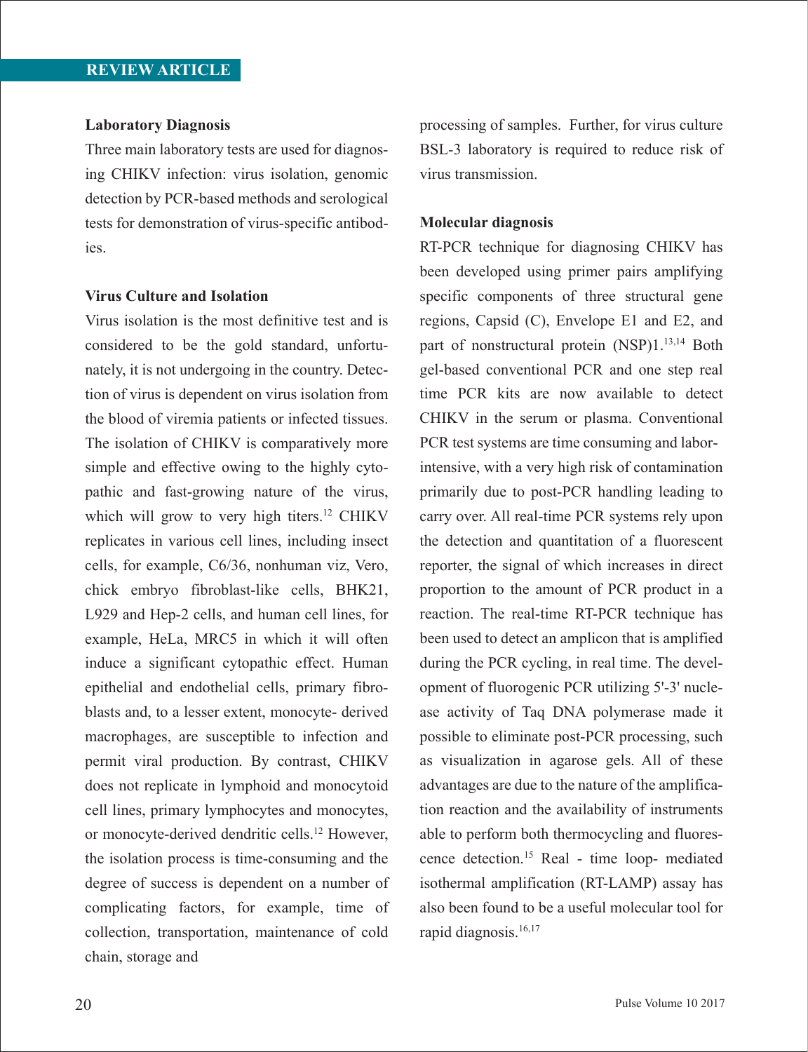## Laboratory Diagnosis

Three main laboratory tests are used for diagnosing CHIKV infection: virus isolation, genomic detection by PCR-based methods and serological tests for demonstration of virus-specific antibodies.

## Virus Culture and Isolation

Virus isolation is the most definitive test and is considered to be the gold standard, unfortunately, it is not undergoing in the country. Detection of virus is dependent on virus isolation from the blood of viremia patients or infected tissues. The isolation of CHIKV is comparatively more simple and effective owing to the highly cytopathic and fast-growing nature of the virus, which will grow to very high titers.[12] CHIKV replicates in various cell lines, including insect cells, for example, C6/36, nonhuman viz, Vero, chick embryo fibroblast-like cells, BHK21, L929 and Hep-2 cells, and human cell lines, for example, HeLa, MRC5 in which it will often induce a significant cytopathic effect. Human epithelial and endothelial cells, primary fibroblasts and, to a lesser extent, monocyte- derived macrophages, are susceptible to infection and permit viral production. By contrast, CHIKV does not replicate in lymphoid and monocytoid cell lines, primary lymphocytes and monocytes, or monocyte-derived dendritic cells.[12] However, the isolation process is time-consuming and the degree of success is dependent on a number of complicating factors, for example, time of collection, transportation, maintenance of cold chain, storage and processing of samples. Further, for virus culture BSL-3 laboratory is required to reduce risk of virus transmission.

## Molecular diagnosis

RT-PCR technique for diagnosing CHIKV has been developed using primer pairs amplifying specific components of three structural gene regions, Capsid (C), Envelope E1 and E2, and part of nonstructural protein (NSP)1.[13,14] Both gel-based conventional PCR and one step real time PCR kits are now available to detect CHIKV in the serum or plasma. Conventional PCR test systems are time consuming and labor-intensive, with a very high risk of contamination primarily due to post-PCR handling leading to carry over. All real-time PCR systems rely upon the detection and quantitation of a fluorescent reporter, the signal of which increases in direct proportion to the amount of PCR product in a reaction. The real-time RT-PCR technique has been used to detect an amplicon that is amplified during the PCR cycling, in real time. The development of fluorogenic PCR utilizing 5'-3' nuclease activity of Taq DNA polymerase made it possible to eliminate post-PCR processing, such as visualization in agarose gels. All of these advantages are due to the nature of the amplification reaction and the availability of instruments able to perform both thermocycling and fluorescence detection.[15] Real - time loop- mediated isothermal amplification (RT-LAMP) assay has also been found to be a useful molecular tool for rapid diagnosis.[16,17]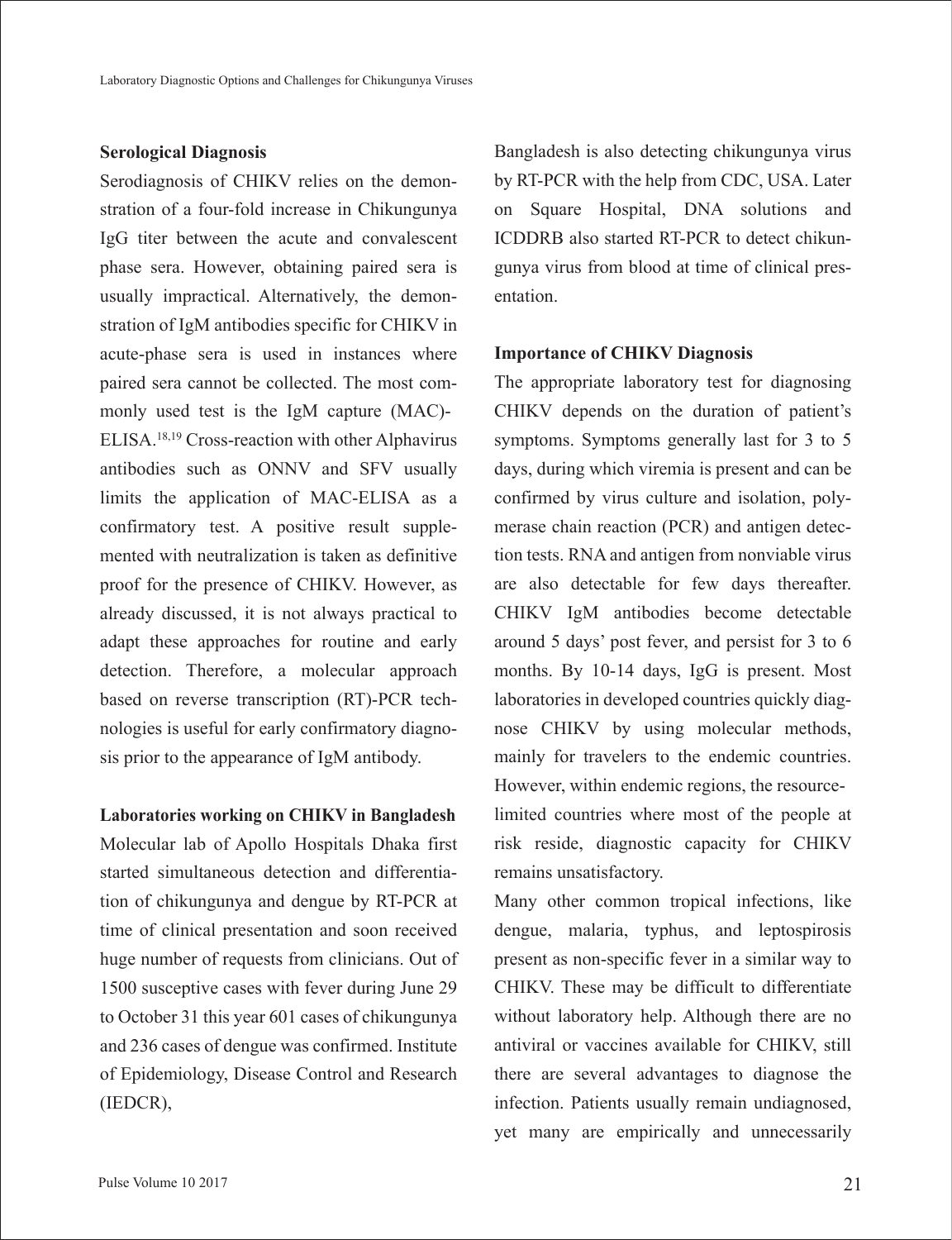### Serological Diagnosis

Serodiagnosis of CHIKV relies on the demonstration of a four-fold increase in Chikungunya IgG titer between the acute and convalescent phase sera. However, obtaining paired sera is usually impractical. Alternatively, the demonstration of IgM antibodies specific for CHIKV in acute-phase sera is used in instances where paired sera cannot be collected. The most commonly used test is the IgM capture (MAC)-ELISA.[18,19] Cross-reaction with other Alphavirus antibodies such as ONNV and SFV usually limits the application of MAC-ELISA as a confirmatory test. A positive result supplemented with neutralization is taken as definitive proof for the presence of CHIKV. However, as already discussed, it is not always practical to adapt these approaches for routine and early detection. Therefore, a molecular approach based on reverse transcription (RT)-PCR technologies is useful for early confirmatory diagnosis prior to the appearance of IgM antibody.

### Laboratories working on CHIKV in Bangladesh

Molecular lab of Apollo Hospitals Dhaka first started simultaneous detection and differentiation of chikungunya and dengue by RT-PCR at time of clinical presentation and soon received huge number of requests from clinicians. Out of 1500 susceptive cases with fever during June 29 to October 31 this year 601 cases of chikungunya and 236 cases of dengue was confirmed. Institute of Epidemiology, Disease Control and Research (IEDCR), Bangladesh is also detecting chikungunya virus by RT-PCR with the help from CDC, USA. Later on Square Hospital, DNA solutions and ICDDRB also started RT-PCR to detect chikungunya virus from blood at time of clinical presentation.

### Importance of CHIKV Diagnosis

The appropriate laboratory test for diagnosing CHIKV depends on the duration of patient's symptoms. Symptoms generally last for 3 to 5 days, during which viremia is present and can be confirmed by virus culture and isolation, polymerase chain reaction (PCR) and antigen detection tests. RNA and antigen from nonviable virus are also detectable for few days thereafter. CHIKV IgM antibodies become detectable around 5 days' post fever, and persist for 3 to 6 months. By 10-14 days, IgG is present. Most laboratories in developed countries quickly diagnose CHIKV by using molecular methods, mainly for travelers to the endemic countries. However, within endemic regions, the resource-limited countries where most of the people at risk reside, diagnostic capacity for CHIKV remains unsatisfactory.

Many other common tropical infections, like dengue, malaria, typhus, and leptospirosis present as non-specific fever in a similar way to CHIKV. These may be difficult to differentiate without laboratory help. Although there are no antiviral or vaccines available for CHIKV, still there are several advantages to diagnose the infection. Patients usually remain undiagnosed, yet many are empirically and unnecessarily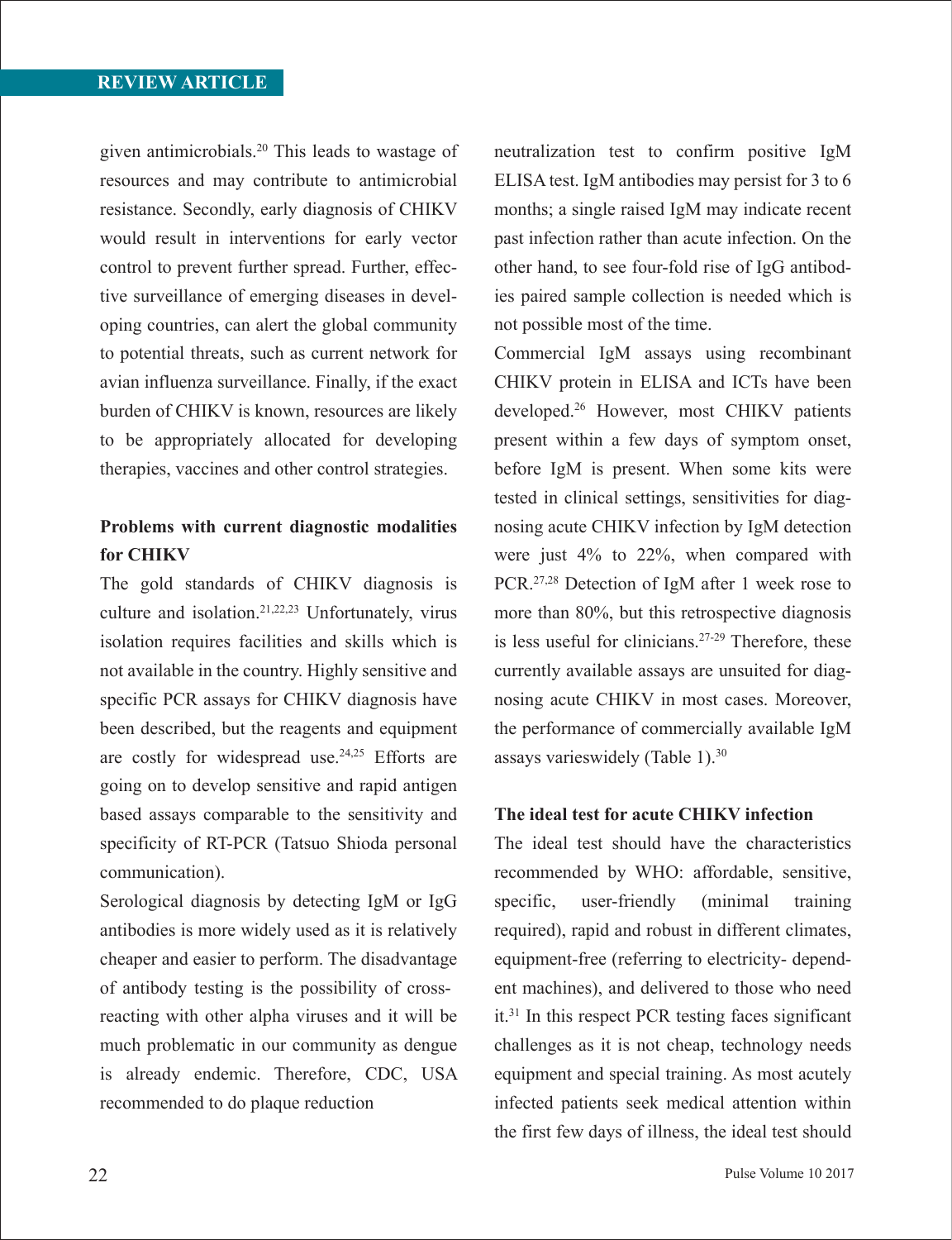given antimicrobials.[20] This leads to wastage of resources and may contribute to antimicrobial resistance. Secondly, early diagnosis of CHIKV would result in interventions for early vector control to prevent further spread. Further, effective surveillance of emerging diseases in developing countries, can alert the global community to potential threats, such as current network for avian influenza surveillance. Finally, if the exact burden of CHIKV is known, resources are likely to be appropriately allocated for developing therapies, vaccines and other control strategies.

**Problems with current diagnostic modalities for CHIKV**

The gold standards of CHIKV diagnosis is culture and isolation.[21,22,23] Unfortunately, virus isolation requires facilities and skills which is not available in the country. Highly sensitive and specific PCR assays for CHIKV diagnosis have been described, but the reagents and equipment are costly for widespread use.[24,25] Efforts are going on to develop sensitive and rapid antigen based assays comparable to the sensitivity and specificity of RT-PCR (Tatsuo Shioda personal communication).

Serological diagnosis by detecting IgM or IgG antibodies is more widely used as it is relatively cheaper and easier to perform. The disadvantage of antibody testing is the possibility of cross-reacting with other alpha viruses and it will be much problematic in our community as dengue is already endemic. Therefore, CDC, USA recommended to do plaque reduction neutralization test to confirm positive IgM ELISA test. IgM antibodies may persist for 3 to 6 months; a single raised IgM may indicate recent past infection rather than acute infection. On the other hand, to see four-fold rise of IgG antibodies paired sample collection is needed which is not possible most of the time.

Commercial IgM assays using recombinant CHIKV protein in ELISA and ICTs have been developed.[26] However, most CHIKV patients present within a few days of symptom onset, before IgM is present. When some kits were tested in clinical settings, sensitivities for diagnosing acute CHIKV infection by IgM detection were just 4% to 22%, when compared with PCR.[27,28] Detection of IgM after 1 week rose to more than 80%, but this retrospective diagnosis is less useful for clinicians.[27-29] Therefore, these currently available assays are unsuited for diagnosing acute CHIKV in most cases. Moreover, the performance of commercially available IgM assays varieswidely (Table 1).[30]

**The ideal test for acute CHIKV infection**

The ideal test should have the characteristics recommended by WHO: affordable, sensitive, specific, user-friendly (minimal training required), rapid and robust in different climates, equipment-free (referring to electricity- dependent machines), and delivered to those who need it.[31] In this respect PCR testing faces significant challenges as it is not cheap, technology needs equipment and special training. As most acutely infected patients seek medical attention within the first few days of illness, the ideal test should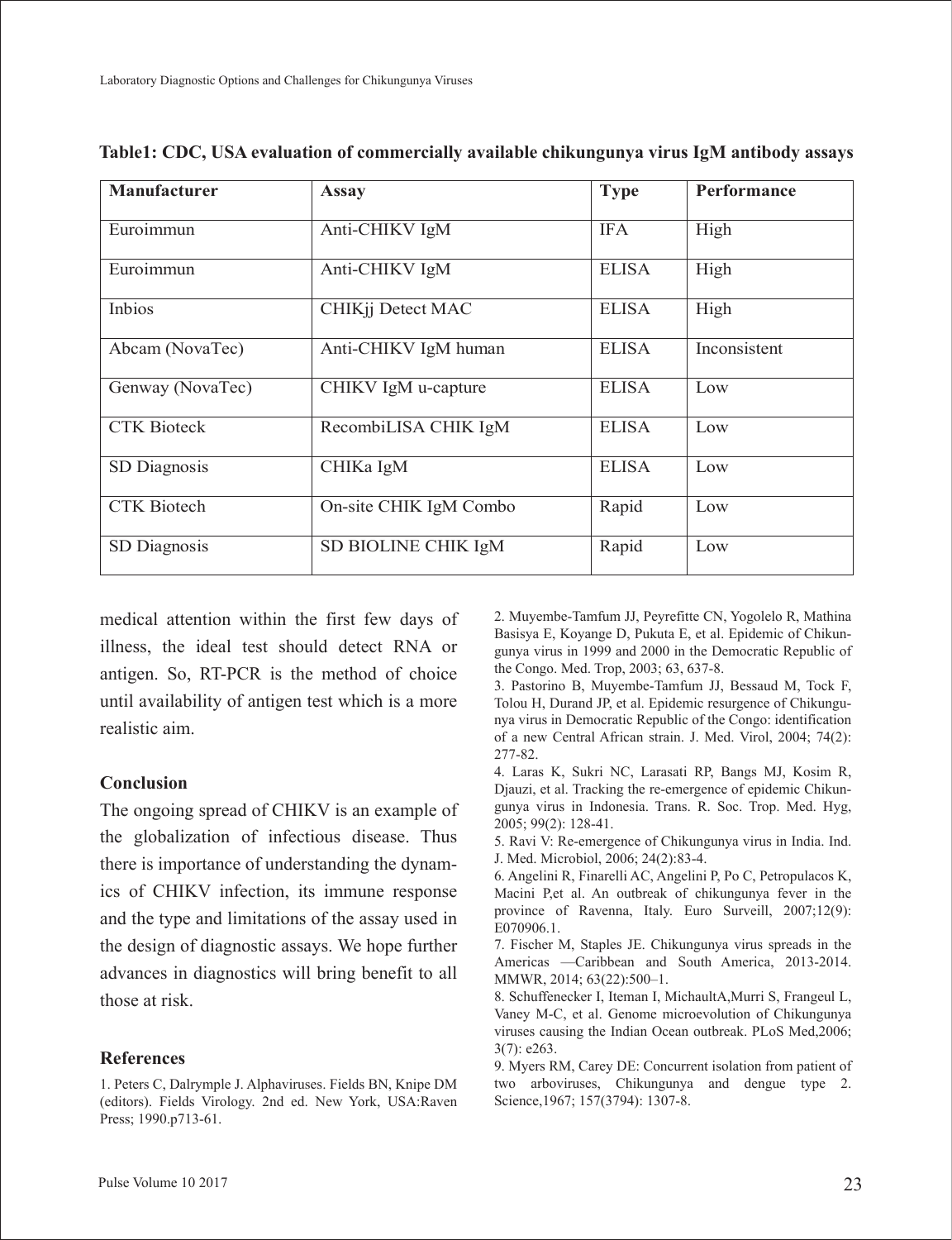**Table1: CDC, USA evaluation of commercially available chikungunya virus IgM antibody assays**

| Manufacturer | Assay | Type | Performance |
|---|---|---|---|
| Euroimmun | Anti-CHIKV IgM | IFA | High |
| Euroimmun | Anti-CHIKV IgM | ELISA | High |
| Inbios | CHIKjj Detect MAC | ELISA | High |
| Abcam (NovaTec) | Anti-CHIKV IgM human | ELISA | Inconsistent |
| Genway (NovaTec) | CHIKV IgM u-capture | ELISA | Low |
| CTK Bioteck | RecombiLISA CHIK IgM | ELISA | Low |
| SD Diagnosis | CHIKa IgM | ELISA | Low |
| CTK Biotech | On-site CHIK IgM Combo | Rapid | Low |
| SD Diagnosis | SD BIOLINE CHIK IgM | Rapid | Low |

medical attention within the first few days of illness, the ideal test should detect RNA or antigen. So, RT-PCR is the method of choice until availability of antigen test which is a more realistic aim.

### Conclusion

The ongoing spread of CHIKV is an example of the globalization of infectious disease. Thus there is importance of understanding the dynamics of CHIKV infection, its immune response and the type and limitations of the assay used in the design of diagnostic assays. We hope further advances in diagnostics will bring benefit to all those at risk.

### References

1. Peters C, Dalrymple J. Alphaviruses. Fields BN, Knipe DM (editors). Fields Virology. 2nd ed. New York, USA:Raven Press; 1990.p713-61.
2. Muyembe-Tamfum JJ, Peyrefitte CN, Yogolelo R, Mathina Basisya E, Koyange D, Pukuta E, et al. Epidemic of Chikungunya virus in 1999 and 2000 in the Democratic Republic of the Congo. Med. Trop, 2003; 63, 637-8.
3. Pastorino B, Muyembe-Tamfum JJ, Bessaud M, Tock F, Tolou H, Durand JP, et al. Epidemic resurgence of Chikungunya virus in Democratic Republic of the Congo: identification of a new Central African strain. J. Med. Virol, 2004; 74(2): 277-82.
4. Laras K, Sukri NC, Larasati RP, Bangs MJ, Kosim R, Djauzi, et al. Tracking the re-emergence of epidemic Chikungunya virus in Indonesia. Trans. R. Soc. Trop. Med. Hyg, 2005; 99(2): 128-41.
5. Ravi V: Re-emergence of Chikungunya virus in India. Ind. J. Med. Microbiol, 2006; 24(2):83-4.
6. Angelini R, Finarelli AC, Angelini P, Po C, Petropulacos K, Macini P,et al. An outbreak of chikungunya fever in the province of Ravenna, Italy. Euro Surveill, 2007;12(9): E070906.1.
7. Fischer M, Staples JE. Chikungunya virus spreads in the Americas —Caribbean and South America, 2013-2014. MMWR, 2014; 63(22):500–1.
8. Schuffenecker I, Iteman I, MichaultA,Murri S, Frangeul L, Vaney M-C, et al. Genome microevolution of Chikungunya viruses causing the Indian Ocean outbreak. PLoS Med,2006; 3(7): e263.
9. Myers RM, Carey DE: Concurrent isolation from patient of two arboviruses, Chikungunya and dengue type 2. Science,1967; 157(3794): 1307-8.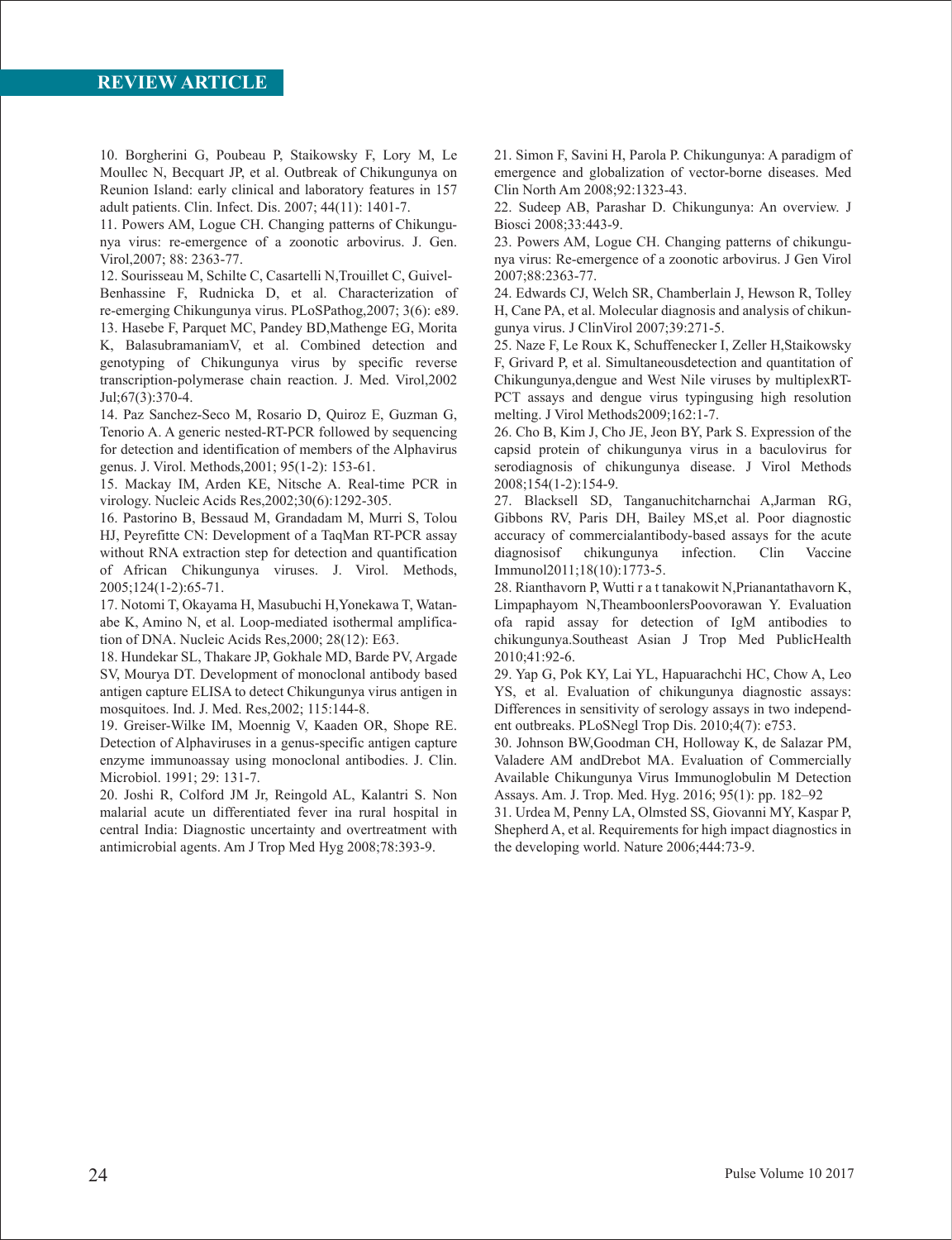10. Borgherini G, Poubeau P, Staikowsky F, Lory M, Le Moullec N, Becquart JP, et al. Outbreak of Chikungunya on Reunion Island: early clinical and laboratory features in 157 adult patients. Clin. Infect. Dis. 2007; 44(11): 1401-7.

11. Powers AM, Logue CH. Changing patterns of Chikungunya virus: re-emergence of a zoonotic arbovirus. J. Gen. Virol,2007; 88: 2363-77.

12. Sourisseau M, Schilte C, Casartelli N,Trouillet C, Guivel-Benhassine F, Rudnicka D, et al. Characterization of re-emerging Chikungunya virus. PLoSPathog,2007; 3(6): e89.

13. Hasebe F, Parquet MC, Pandey BD,Mathenge EG, Morita K, BalasubramaniamV, et al. Combined detection and genotyping of Chikungunya virus by specific reverse transcription-polymerase chain reaction. J. Med. Virol,2002 Jul;67(3):370-4.

14. Paz Sanchez-Seco M, Rosario D, Quiroz E, Guzman G, Tenorio A. A generic nested-RT-PCR followed by sequencing for detection and identification of members of the Alphavirus genus. J. Virol. Methods,2001; 95(1-2): 153-61.

15. Mackay IM, Arden KE, Nitsche A. Real-time PCR in virology. Nucleic Acids Res,2002;30(6):1292-305.

16. Pastorino B, Bessaud M, Grandadam M, Murri S, Tolou HJ, Peyrefitte CN: Development of a TaqMan RT-PCR assay without RNA extraction step for detection and quantification of African Chikungunya viruses. J. Virol. Methods, 2005;124(1-2):65-71.

17. Notomi T, Okayama H, Masubuchi H,Yonekawa T, Watanabe K, Amino N, et al. Loop-mediated isothermal amplification of DNA. Nucleic Acids Res,2000; 28(12): E63.

18. Hundekar SL, Thakare JP, Gokhale MD, Barde PV, Argade SV, Mourya DT. Development of monoclonal antibody based antigen capture ELISA to detect Chikungunya virus antigen in mosquitoes. Ind. J. Med. Res,2002; 115:144-8.

19. Greiser-Wilke IM, Moennig V, Kaaden OR, Shope RE. Detection of Alphaviruses in a genus-specific antigen capture enzyme immunoassay using monoclonal antibodies. J. Clin. Microbiol. 1991; 29: 131-7.

20. Joshi R, Colford JM Jr, Reingold AL, Kalantri S. Non malarial acute un differentiated fever ina rural hospital in central India: Diagnostic uncertainty and overtreatment with antimicrobial agents. Am J Trop Med Hyg 2008;78:393-9.

21. Simon F, Savini H, Parola P. Chikungunya: A paradigm of emergence and globalization of vector-borne diseases. Med Clin North Am 2008;92:1323-43.

22. Sudeep AB, Parashar D. Chikungunya: An overview. J Biosci 2008;33:443-9.

23. Powers AM, Logue CH. Changing patterns of chikungunya virus: Re-emergence of a zoonotic arbovirus. J Gen Virol 2007;88:2363-77.

24. Edwards CJ, Welch SR, Chamberlain J, Hewson R, Tolley H, Cane PA, et al. Molecular diagnosis and analysis of chikungunya virus. J ClinVirol 2007;39:271-5.

25. Naze F, Le Roux K, Schuffenecker I, Zeller H,Staikowsky F, Grivard P, et al. Simultaneousdetection and quantitation of Chikungunya,dengue and West Nile viruses by multiplexRT-PCT assays and dengue virus typingusing high resolution melting. J Virol Methods2009;162:1-7.

26. Cho B, Kim J, Cho JE, Jeon BY, Park S. Expression of the capsid protein of chikungunya virus in a baculovirus for serodiagnosis of chikungunya disease. J Virol Methods 2008;154(1-2):154-9.

27. Blacksell SD, Tanganuchitcharnchai A,Jarman RG, Gibbons RV, Paris DH, Bailey MS,et al. Poor diagnostic accuracy of commercialantibody-based assays for the acute diagnosisof chikungunya infection. Clin Vaccine Immunol2011;18(10):1773-5.

28. Rianthavorn P, Wutti r a t tanakowit N,Prianantathavorn K, Limpaphayom N,TheamboonlersPoovorawan Y. Evaluation ofa rapid assay for detection of IgM antibodies to chikungunya.Southeast Asian J Trop Med PublicHealth 2010;41:92-6.

29. Yap G, Pok KY, Lai YL, Hapuarachchi HC, Chow A, Leo YS, et al. Evaluation of chikungunya diagnostic assays: Differences in sensitivity of serology assays in two independent outbreaks. PLoSNegl Trop Dis. 2010;4(7): e753.

30. Johnson BW,Goodman CH, Holloway K, de Salazar PM, Valadere AM andDrebot MA. Evaluation of Commercially Available Chikungunya Virus Immunoglobulin M Detection Assays. Am. J. Trop. Med. Hyg. 2016; 95(1): pp. 182–92

31. Urdea M, Penny LA, Olmsted SS, Giovanni MY, Kaspar P, Shepherd A, et al. Requirements for high impact diagnostics in the developing world. Nature 2006;444:73-9.